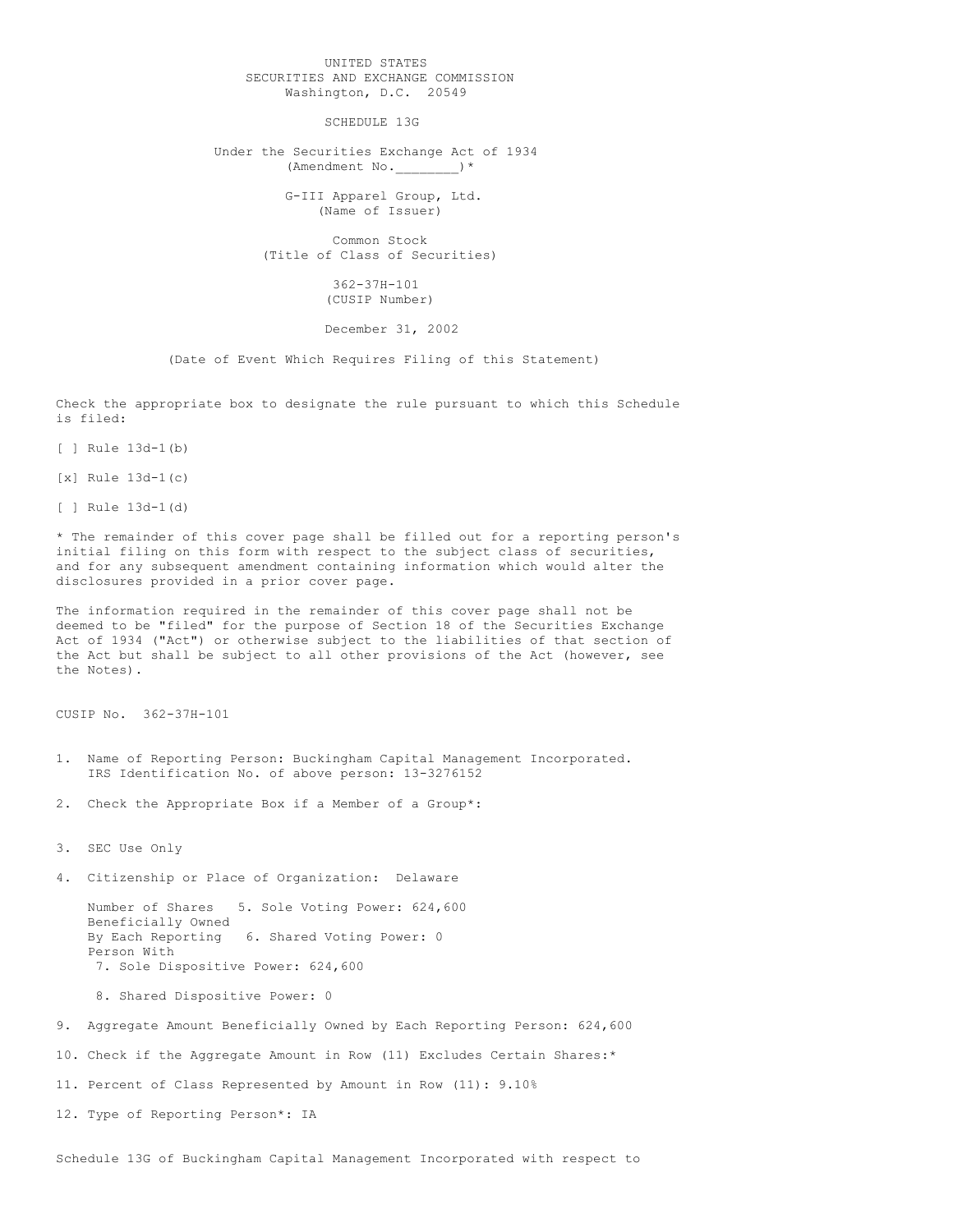UNITED STATES
SECURITIES AND EXCHANGE COMMISSION
Washington, D.C. 20549

# SCHEDULE 13G

Under the Securities Exchange Act of 1934
(Amendment No.________)*

G-III Apparel Group, Ltd.
(Name of Issuer)

Common Stock
(Title of Class of Securities)

362-37H-101
(CUSIP Number)

December 31, 2002

(Date of Event Which Requires Filing of this Statement)

Check the appropriate box to designate the rule pursuant to which this Schedule is filed:

[ ] Rule 13d-1(b)

[x] Rule 13d-1(c)

[ ] Rule 13d-1(d)

* The remainder of this cover page shall be filled out for a reporting person's initial filing on this form with respect to the subject class of securities, and for any subsequent amendment containing information which would alter the disclosures provided in a prior cover page.

The information required in the remainder of this cover page shall not be deemed to be "filed" for the purpose of Section 18 of the Securities Exchange Act of 1934 ("Act") or otherwise subject to the liabilities of that section of the Act but shall be subject to all other provisions of the Act (however, see the Notes).

CUSIP No. 362-37H-101

1. Name of Reporting Person: Buckingham Capital Management Incorporated.
   IRS Identification No. of above person: 13-3276152

2. Check the Appropriate Box if a Member of a Group*:

3. SEC Use Only

4. Citizenship or Place of Organization: Delaware

   Number of Shares Beneficially Owned By Each Reporting Person With
   5. Sole Voting Power: 624,600
   6. Shared Voting Power: 0
   7. Sole Dispositive Power: 624,600
   8. Shared Dispositive Power: 0

9. Aggregate Amount Beneficially Owned by Each Reporting Person: 624,600

10. Check if the Aggregate Amount in Row (11) Excludes Certain Shares:*

11. Percent of Class Represented by Amount in Row (11): 9.10%

12. Type of Reporting Person*: IA

Schedule 13G of Buckingham Capital Management Incorporated with respect to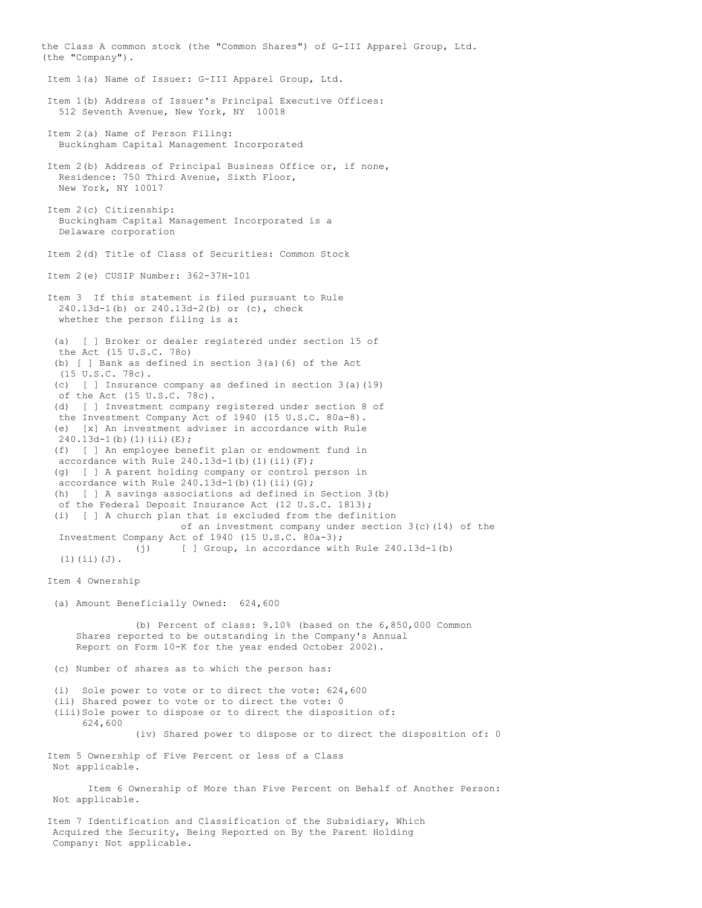the Class A common stock (the "Common Shares") of G-III Apparel Group, Ltd. (the "Company").

Item 1(a) Name of Issuer: G-III Apparel Group, Ltd.

Item 1(b) Address of Issuer's Principal Executive Offices:
512 Seventh Avenue, New York, NY 10018

Item 2(a) Name of Person Filing:
Buckingham Capital Management Incorporated

Item 2(b) Address of Principal Business Office or, if none, Residence: 750 Third Avenue, Sixth Floor, New York, NY 10017

Item 2(c) Citizenship:
Buckingham Capital Management Incorporated is a Delaware corporation

Item 2(d) Title of Class of Securities: Common Stock

Item 2(e) CUSIP Number: 362-37H-101

Item 3 If this statement is filed pursuant to Rule 240.13d-1(b) or 240.13d-2(b) or (c), check whether the person filing is a:

(a) [ ] Broker or dealer registered under section 15 of the Act (15 U.S.C. 78o)
(b) [ ] Bank as defined in section 3(a)(6) of the Act (15 U.S.C. 78c).
(c) [ ] Insurance company as defined in section 3(a)(19) of the Act (15 U.S.C. 78c).
(d) [ ] Investment company registered under section 8 of the Investment Company Act of 1940 (15 U.S.C. 80a-8).
(e) [x] An investment adviser in accordance with Rule 240.13d-1(b)(1)(ii)(E);
(f) [ ] An employee benefit plan or endowment fund in accordance with Rule 240.13d-1(b)(1)(ii)(F);
(g) [ ] A parent holding company or control person in accordance with Rule 240.13d-1(b)(1)(ii)(G);
(h) [ ] A savings associations ad defined in Section 3(b) of the Federal Deposit Insurance Act (12 U.S.C. 1813);
(i) [ ] A church plan that is excluded from the definition of an investment company under section 3(c)(14) of the Investment Company Act of 1940 (15 U.S.C. 80a-3);
(j) [ ] Group, in accordance with Rule 240.13d-1(b)(1)(ii)(J).

Item 4 Ownership

(a) Amount Beneficially Owned: 624,600

(b) Percent of class: 9.10% (based on the 6,850,000 Common Shares reported to be outstanding in the Company's Annual Report on Form 10-K for the year ended October 2002).

(c) Number of shares as to which the person has:

(i) Sole power to vote or to direct the vote: 624,600
(ii) Shared power to vote or to direct the vote: 0
(iii) Sole power to dispose or to direct the disposition of: 624,600
(iv) Shared power to dispose or to direct the disposition of: 0

Item 5 Ownership of Five Percent or less of a Class
Not applicable.

Item 6 Ownership of More than Five Percent on Behalf of Another Person:
Not applicable.

Item 7 Identification and Classification of the Subsidiary, Which Acquired the Security, Being Reported on By the Parent Holding Company: Not applicable.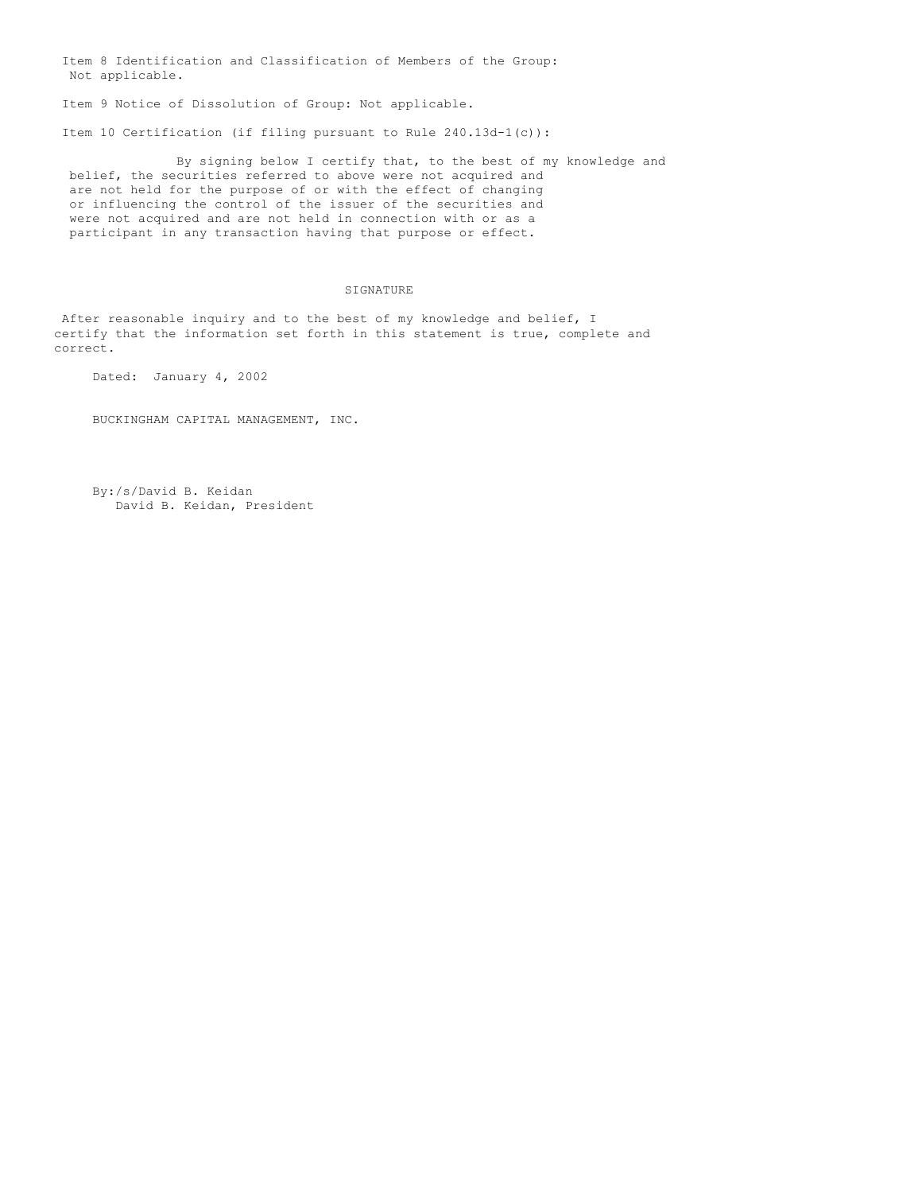Item 8 Identification and Classification of Members of the Group:
Not applicable.

Item 9 Notice of Dissolution of Group: Not applicable.

Item 10 Certification (if filing pursuant to Rule 240.13d-1(c)):

By signing below I certify that, to the best of my knowledge and belief, the securities referred to above were not acquired and are not held for the purpose of or with the effect of changing or influencing the control of the issuer of the securities and were not acquired and are not held in connection with or as a participant in any transaction having that purpose or effect.

## SIGNATURE

After reasonable inquiry and to the best of my knowledge and belief, I certify that the information set forth in this statement is true, complete and correct.

Dated: January 4, 2002

BUCKINGHAM CAPITAL MANAGEMENT, INC.

By:/s/David B. Keidan
David B. Keidan, President